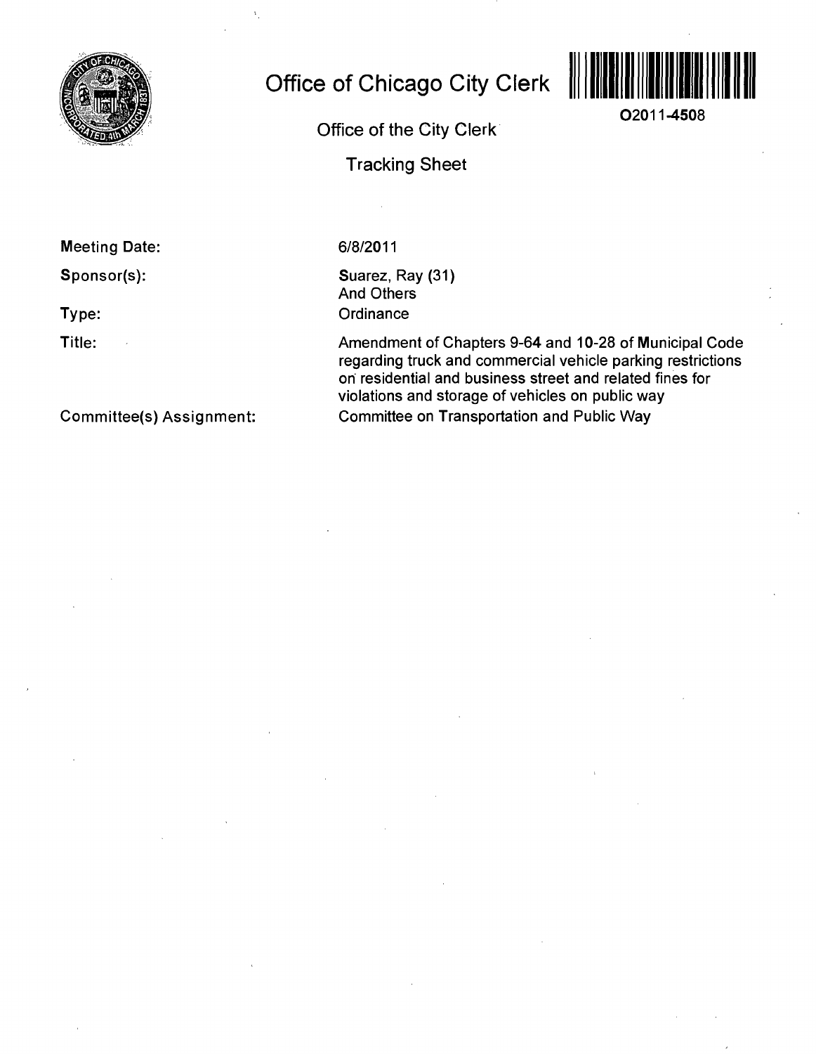# Office of Chicago City Clerk

O2011-4508

Office of the City Clerk

Tracking Sheet

**Meeting Date:** 6/8/2011

**Sponsor(s):** Suarez, Ray (31)
And Others

**Type:** Ordinance

**Title:** Amendment of Chapters 9-64 and 10-28 of Municipal Code regarding truck and commercial vehicle parking restrictions on residential and business street and related fines for violations and storage of vehicles on public way

**Committee(s) Assignment:** Committee on Transportation and Public Way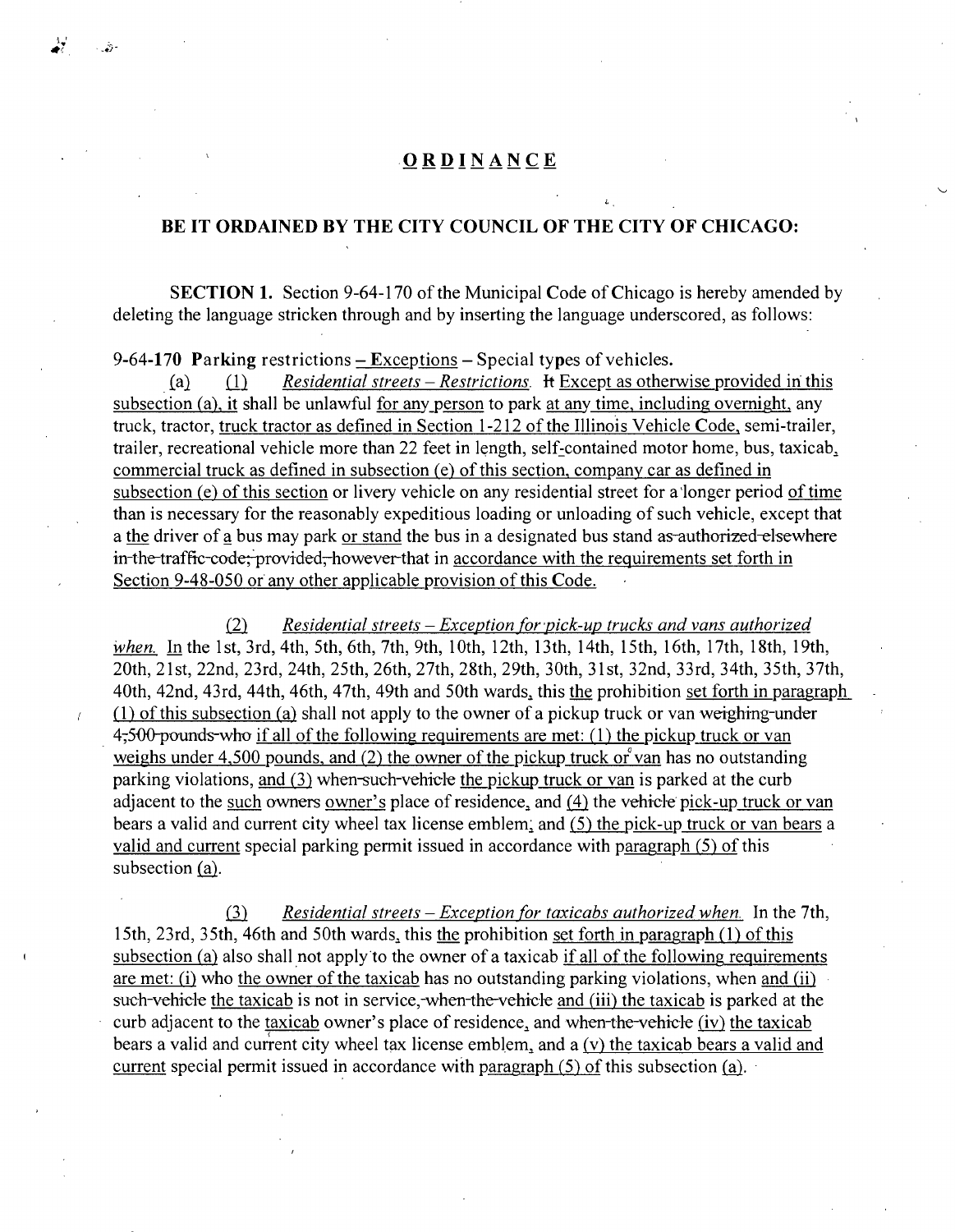# ORDINANCE

## BE IT ORDAINED BY THE CITY COUNCIL OF THE CITY OF CHICAGO:

**SECTION 1.** Section 9-64-170 of the Municipal Code of Chicago is hereby amended by deleting the language stricken through and by inserting the language underscored, as follows:

**9-64-170** **Parking** restrictions – Exceptions – Special types of vehicles.

(a) (1) *Residential streets – Restrictions.* It Except as otherwise provided in this subsection (a), it shall be unlawful for any person to park at any time, including overnight, any truck, tractor, truck tractor as defined in Section 1-212 of the Illinois Vehicle Code, semi-trailer, trailer, recreational vehicle more than 22 feet in length, self-contained motor home, bus, taxicab, commercial truck as defined in subsection (e) of this section, company car as defined in subsection (e) of this section or livery vehicle on any residential street for a longer period of time than is necessary for the reasonably expeditious loading or unloading of such vehicle, except that a the driver of a bus may park or stand the bus in a designated bus stand as authorized elsewhere in the traffic code; provided, however that in accordance with the requirements set forth in Section 9-48-050 or any other applicable provision of this Code.

(2) *Residential streets – Exception for pick-up trucks and vans authorized when.* In the 1st, 3rd, 4th, 5th, 6th, 7th, 9th, 10th, 12th, 13th, 14th, 15th, 16th, 17th, 18th, 19th, 20th, 21st, 22nd, 23rd, 24th, 25th, 26th, 27th, 28th, 29th, 30th, 31st, 32nd, 33rd, 34th, 35th, 37th, 40th, 42nd, 43rd, 44th, 46th, 47th, 49th and 50th wards, this the prohibition set forth in paragraph (1) of this subsection (a) shall not apply to the owner of a pickup truck or van weighing under 4,500 pounds who if all of the following requirements are met: (1) the pickup truck or van weighs under 4,500 pounds, and (2) the owner of the pickup truck or van has no outstanding parking violations, and (3) when such vehicle the pickup truck or van is parked at the curb adjacent to the such owners owner's place of residence, and (4) the vehicle pick-up truck or van bears a valid and current city wheel tax license emblem; and (5) the pick-up truck or van bears a valid and current special parking permit issued in accordance with paragraph (5) of this subsection (a).

(3) *Residential streets – Exception for taxicabs authorized when.* In the 7th, 15th, 23rd, 35th, 46th and 50th wards, this the prohibition set forth in paragraph (1) of this subsection (a) also shall not apply to the owner of a taxicab if all of the following requirements are met: (i) who the owner of the taxicab has no outstanding parking violations, when and (ii) such vehicle the taxicab is not in service, when the vehicle and (iii) the taxicab is parked at the curb adjacent to the taxicab owner's place of residence, and when the vehicle (iv) the taxicab bears a valid and current city wheel tax license emblem, and a (v) the taxicab bears a valid and current special permit issued in accordance with paragraph (5) of this subsection (a).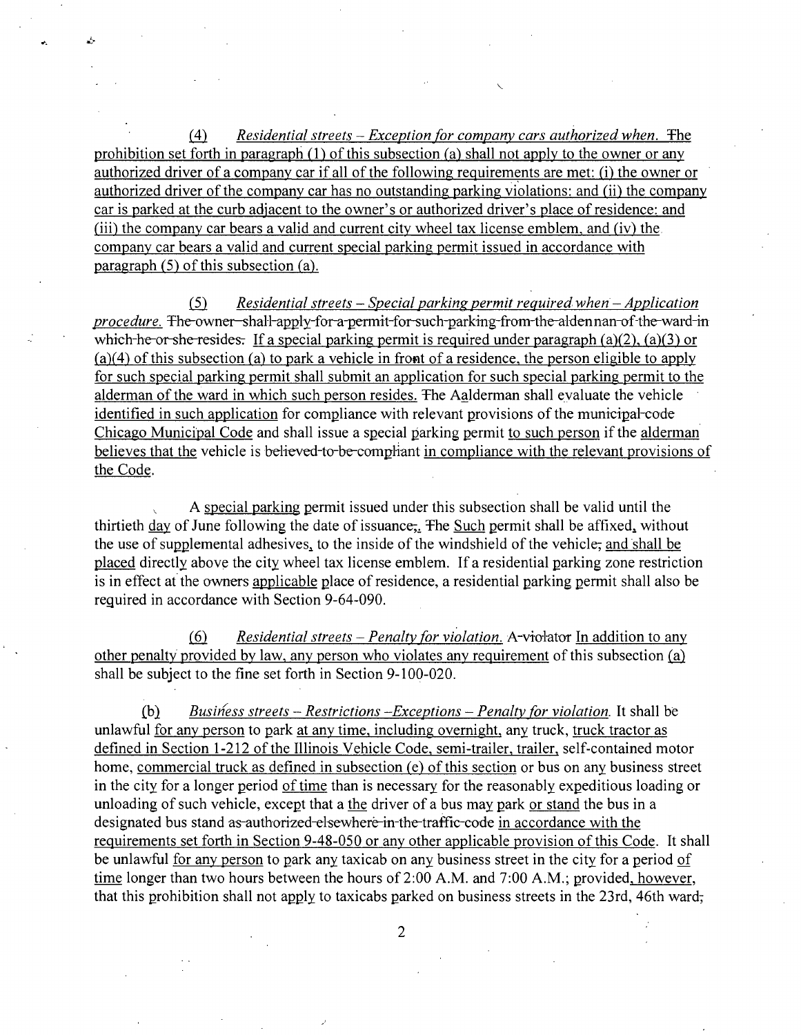(4) *Residential streets – Exception for company cars authorized when.* The prohibition set forth in paragraph (1) of this subsection (a) shall not apply to the owner or any authorized driver of a company car if all of the following requirements are met: (i) the owner or authorized driver of the company car has no outstanding parking violations: and (ii) the company car is parked at the curb adjacent to the owner's or authorized driver's place of residence: and (iii) the company car bears a valid and current city wheel tax license emblem, and (iv) the company car bears a valid and current special parking permit issued in accordance with paragraph (5) of this subsection (a).

(5) *Residential streets – Special parking permit required when – Application procedure.* The owner shall apply for a permit for such parking from the alderman of the ward in which he or she resides. If a special parking permit is required under paragraph (a)(2), (a)(3) or (a)(4) of this subsection (a) to park a vehicle in front of a residence, the person eligible to apply for such special parking permit shall submit an application for such special parking permit to the alderman of the ward in which such person resides. The Aalderman shall evaluate the vehicle identified in such application for compliance with relevant provisions of the municipal code Chicago Municipal Code and shall issue a special parking permit to such person if the alderman believes that the vehicle is believed to be compliant in compliance with the relevant provisions of the Code.

A special parking permit issued under this subsection shall be valid until the thirtieth day of June following the date of issuance;. The Such permit shall be affixed, without the use of supplemental adhesives, to the inside of the windshield of the vehicle, and shall be placed directly above the city wheel tax license emblem. If a residential parking zone restriction is in effect at the owners applicable place of residence, a residential parking permit shall also be required in accordance with Section 9-64-090.

(6) *Residential streets – Penalty for violation.* A violator In addition to any other penalty provided by law, any person who violates any requirement of this subsection (a) shall be subject to the fine set forth in Section 9-100-020.

(b) *Business streets – Restrictions –Exceptions – Penalty for violation.* It shall be unlawful for any person to park at any time, including overnight, any truck, truck tractor as defined in Section 1-212 of the Illinois Vehicle Code, semi-trailer, trailer, self-contained motor home, commercial truck as defined in subsection (e) of this section or bus on any business street in the city for a longer period of time than is necessary for the reasonably expeditious loading or unloading of such vehicle, except that a the driver of a bus may park or stand the bus in a designated bus stand as authorized elsewhere in the traffic code in accordance with the requirements set forth in Section 9-48-050 or any other applicable provision of this Code. It shall be unlawful for any person to park any taxicab on any business street in the city for a period of time longer than two hours between the hours of 2:00 A.M. and 7:00 A.M.; provided, however, that this prohibition shall not apply to taxicabs parked on business streets in the 23rd, 46th ward;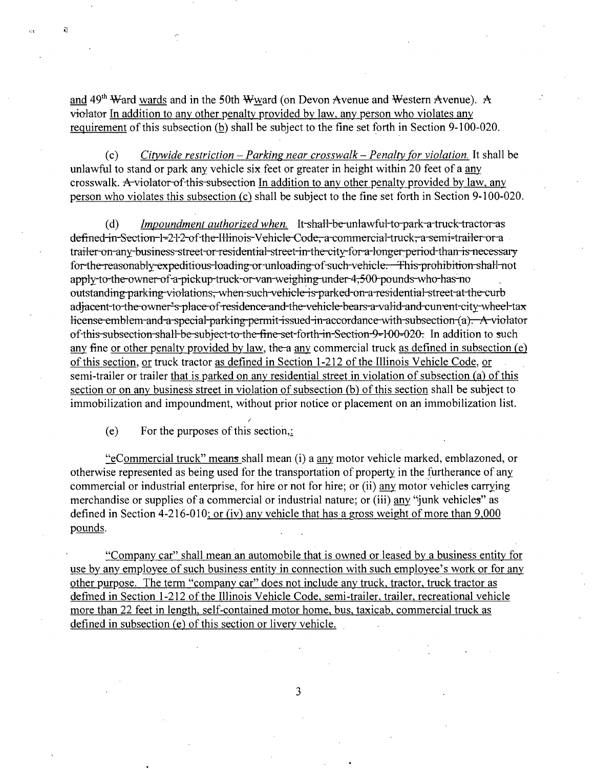and 49th ~~Ward~~ wards and in the 50th ~~W~~ward (on Devon ~~A~~venue and ~~W~~estern ~~A~~venue). ~~A violator~~ In addition to any other penalty provided by law, any person who violates any requirement of this subsection (b) shall be subject to the fine set forth in Section 9-100-020.

(c) *Citywide restriction – Parking near crosswalk – Penalty for violation.* It shall be unlawful to stand or park any vehicle six feet or greater in height within 20 feet of a any crosswalk. ~~A violator of this subsection~~ In addition to any other penalty provided by law, any person who violates this subsection (c) shall be subject to the fine set forth in Section 9-100-020.

(d) *Impoundment authorized when.* ~~It shall be unlawful to park a truck tractor as defined in Section 1-212 of the Illinois Vehicle Code, a commercial truck, a semi-trailer or a trailer on any business street or residential street in the city for a longer period than is necessary for the reasonably expeditious loading or unloading of such vehicle. This prohibition shall not apply to the owner of a pickup truck or van weighing under 4,500 pounds who has no outstanding parking violations, when such vehicle is parked on a residential street at the curb adjacent to the owner's place of residence and the vehicle bears a valid and current city wheel tax license emblem and a special parking permit issued in accordance with subsection (a). A violator of this subsection shall be subject to the fine set forth in Section 9-100-020.~~ In addition to such any fine or other penalty provided by law, ~~the~~ a any commercial truck as defined in subsection (e) of this section, or truck tractor as defined in Section 1-212 of the Illinois Vehicle Code, or semi-trailer or trailer that is parked on any residential street in violation of subsection (a) of this section or on any business street in violation of subsection (b) of this section shall be subject to immobilization and impoundment, without prior notice or placement on an immobilization list.

(e) For the purposes of this section,:

"~~c~~Commercial truck" ~~means~~ shall mean (i) a any motor vehicle marked, emblazoned, or otherwise represented as being used for the transportation of property in the furtherance of any commercial or industrial enterprise, for hire or not for hire; or (ii) any motor vehicle~~s~~ carrying merchandise or supplies of a commercial or industrial nature; or (iii) any "junk vehicle~~s~~" as defined in Section 4-216-010; or (iv) any vehicle that has a gross weight of more than 9,000 pounds.

"Company car" shall mean an automobile that is owned or leased by a business entity for use by any employee of such business entity in connection with such employee's work or for any other purpose. The term "company car" does not include any truck, tractor, truck tractor as defined in Section 1-212 of the Illinois Vehicle Code, semi-trailer, trailer, recreational vehicle more than 22 feet in length, self-contained motor home, bus, taxicab, commercial truck as defined in subsection (e) of this section or livery vehicle.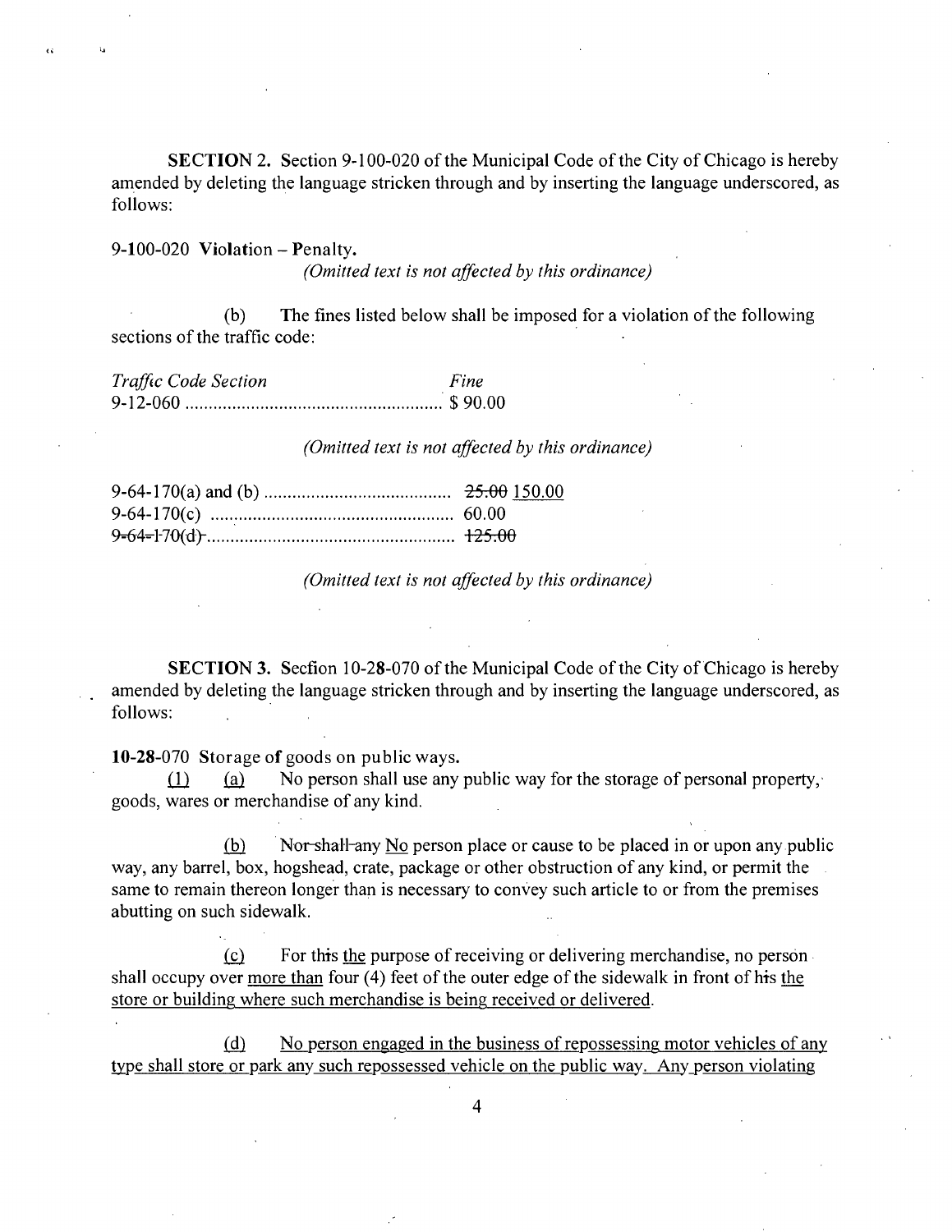**SECTION 2.** Section 9-100-020 of the Municipal Code of the City of Chicago is hereby amended by deleting the language stricken through and by inserting the language underscored, as follows:

9-100-020 **Violation – Penalty.**

*(Omitted text is not affected by this ordinance)*

(b) The fines listed below shall be imposed for a violation of the following sections of the traffic code:

*Traffic Code Section* ............ *Fine*
9-12-060 ........................................................ $ 90.00

*(Omitted text is not affected by this ordinance)*

9-64-170(a) and (b) ........................................ ~~25.00~~ <u>150.00</u>
9-64-170(c) .................................................... 60.00
~~9-64-170(d)~~ .................................................... ~~125.00~~

*(Omitted text is not affected by this ordinance)*

**SECTION 3.** Secfion 10-28-070 of the Municipal Code of the City of Chicago is hereby amended by deleting the language stricken through and by inserting the language underscored, as follows:

**10-28**-070 Storage of goods on public ways.

<u>(1)</u> <u>(a)</u> No person shall use any public way for the storage of personal property, goods, wares or merchandise of any kind.

<u>(b)</u> ~~Nor shall any~~ <u>No</u> person place or cause to be placed in or upon any public way, any barrel, box, hogshead, crate, package or other obstruction of any kind, or permit the same to remain thereon longer than is necessary to convey such article to or from the premises abutting on such sidewalk.

<u>(c)</u> For ~~this~~ <u>the</u> purpose of receiving or delivering merchandise, no person shall occupy over <u>more than</u> four (4) feet of the outer edge of the sidewalk in front of ~~his~~ <u>the store or building where such merchandise is being received or delivered</u>.

<u>(d)</u> <u>No person engaged in the business of repossessing motor vehicles of any type shall store or park any such repossessed vehicle on the public way. Any person violating</u>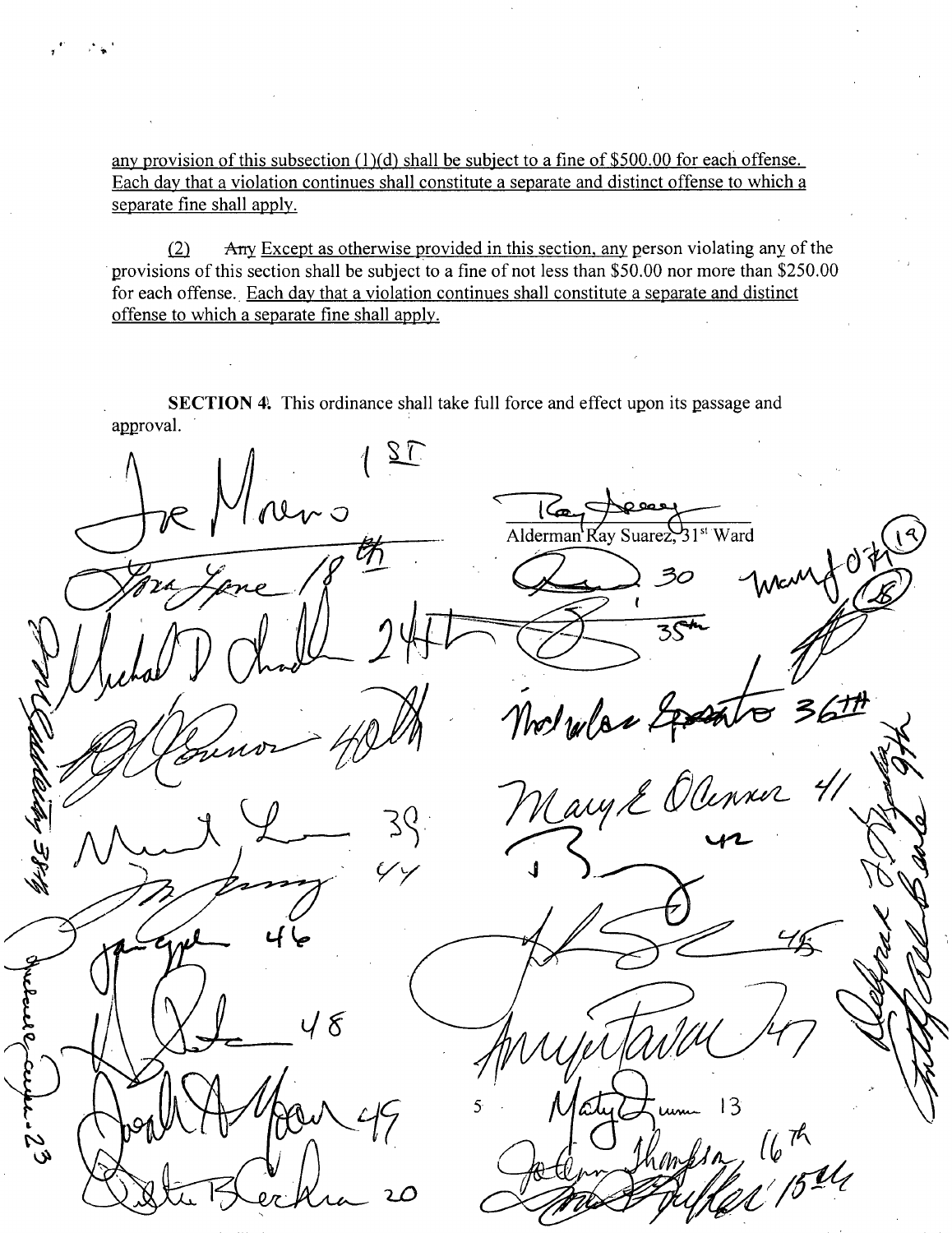any provision of this subsection (1)(d) shall be subject to a fine of $500.00 for each offense. Each day that a violation continues shall constitute a separate and distinct offense to which a separate fine shall apply.

(2) ~~Any~~ Except as otherwise provided in this section, any person violating any of the provisions of this section shall be subject to a fine of not less than $50.00 nor more than $250.00 for each offense. Each day that a violation continues shall constitute a separate and distinct offense to which a separate fine shall apply.

**SECTION 4.** This ordinance shall take full force and effect upon its passage and approval.

Joe Moreno 1st

Alderman Ray Suarez, 31st Ward

18th

30

19

24th

35th

26

40th

Nicholas Sposato 36th

38th

39

Mary E O'Connor 41

42

44

46

45

48

47

49

5

13

16th

20

15th

23